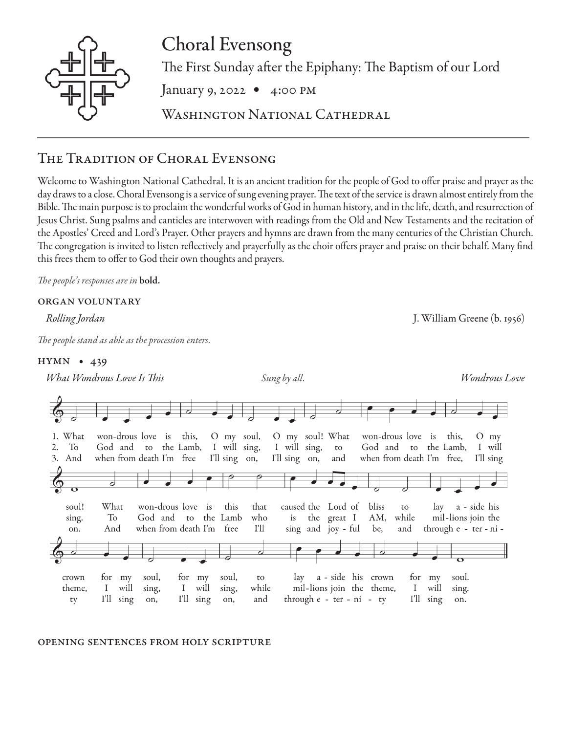# Choral Evensong

The First Sunday after the Epiphany: The Baptism of our Lord

January 9, 2022 • 4:00 PM

Washington National Cathedral

## The Tradition of Choral Evensong

Welcome to Washington National Cathedral. It is an ancient tradition for the people of God to offer praise and prayer as the day draws to a close. Choral Evensong is a service of sung evening prayer. The text of the service is drawn almost entirely from the Bible. The main purpose is to proclaim the wonderful works of God in human history, and in the life, death, and resurrection of Jesus Christ. Sung psalms and canticles are interwoven with readings from the Old and New Testaments and the recitation of the Apostles' Creed and Lord's Prayer. Other prayers and hymns are drawn from the many centuries of the Christian Church. The congregation is invited to listen reflectively and prayerfully as the choir offers prayer and praise on their behalf. Many find this frees them to offer to God their own thoughts and prayers.

*The people's responses are in* **bold.**

### ORGAN VOLUNTARY

*Rolling Jordan* — J. William Greene (b. 1956)

*The people stand as able as the procession enters.*

### HYMN • 439

*What Wondrous Love Is This* — *Sung by all.* — *Wondrous Love*

1. What wondrous love is this, O my soul, O my soul! What wondrous love is this, O my soul! What wondrous love is this that caused the Lord of bliss to lay aside his crown for my soul, for my soul, to lay aside his crown for my soul.

2. To God and to the Lamb, I will sing, I will sing, to God and to the Lamb, I will sing. To God and to the Lamb who is the great I AM, while millions join the theme, I will sing, I will sing, while millions join the theme, I will sing.

3. And when from death I'm free, I'll sing on, I'll sing on, and when from death I'm free, I'll sing on. And when from death I'm free I'll sing and joyful be, and through eternity I'll sing on, I'll sing on, and through eternity I'll sing on.

### OPENING SENTENCES FROM HOLY SCRIPTURE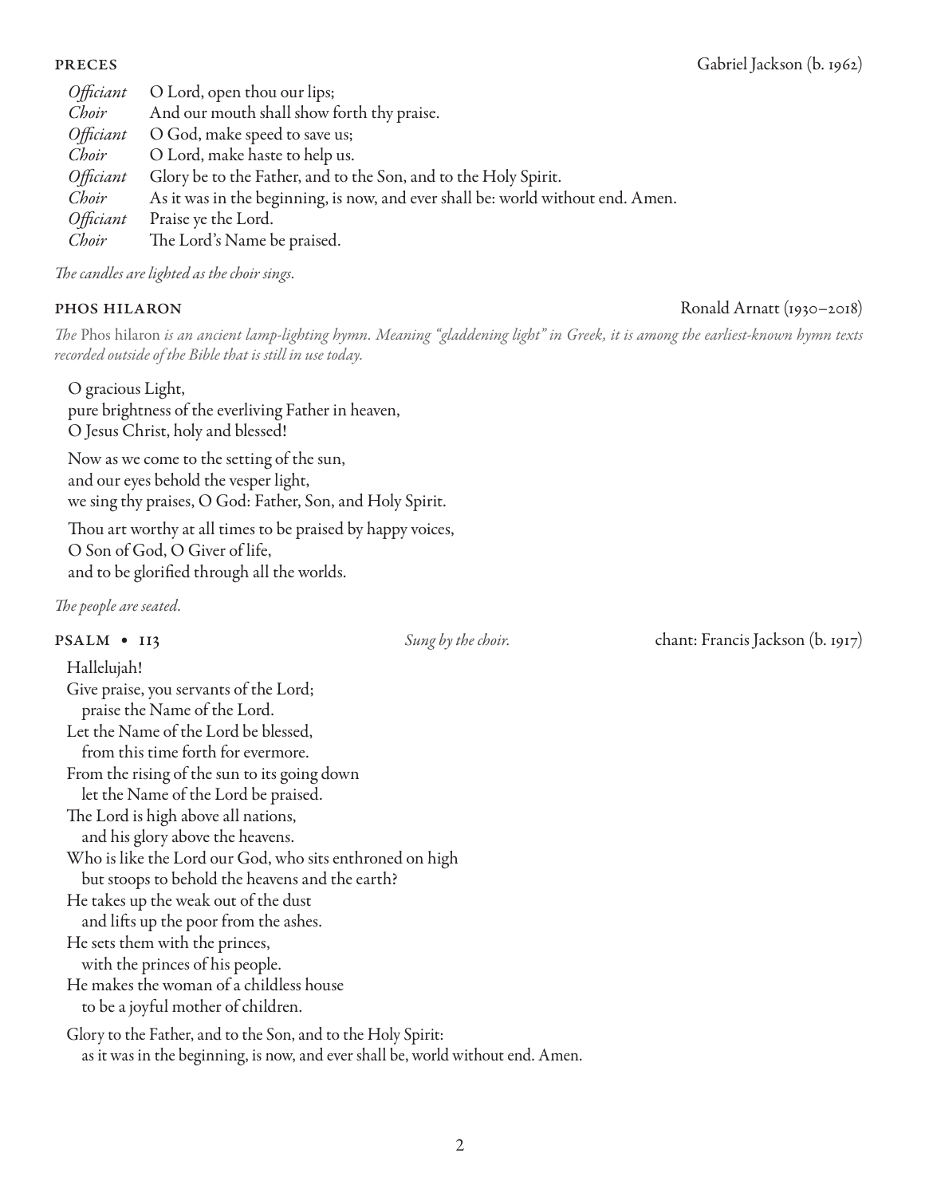**PRECES** Gabriel Jackson (b. 1962)

*Officiant* O Lord, open thou our lips;
*Choir* And our mouth shall show forth thy praise.
*Officiant* O God, make speed to save us;
*Choir* O Lord, make haste to help us.
*Officiant* Glory be to the Father, and to the Son, and to the Holy Spirit.
*Choir* As it was in the beginning, is now, and ever shall be: world without end. Amen.
*Officiant* Praise ye the Lord.
*Choir* The Lord's Name be praised.

*The candles are lighted as the choir sings.*

**PHOS HILARON** Ronald Arnatt (1930–2018)

*The* Phos hilaron *is an ancient lamp-lighting hymn. Meaning "gladdening light" in Greek, it is among the earliest-known hymn texts recorded outside of the Bible that is still in use today.*

O gracious Light,
pure brightness of the everliving Father in heaven,
O Jesus Christ, holy and blessed!

Now as we come to the setting of the sun,
and our eyes behold the vesper light,
we sing thy praises, O God: Father, Son, and Holy Spirit.

Thou art worthy at all times to be praised by happy voices,
O Son of God, O Giver of life,
and to be glorified through all the worlds.

*The people are seated.*

**PSALM • 113** *Sung by the choir.* chant: Francis Jackson (b. 1917)

Hallelujah!
Give praise, you servants of the Lord;
  praise the Name of the Lord.
Let the Name of the Lord be blessed,
  from this time forth for evermore.
From the rising of the sun to its going down
  let the Name of the Lord be praised.
The Lord is high above all nations,
  and his glory above the heavens.
Who is like the Lord our God, who sits enthroned on high
  but stoops to behold the heavens and the earth?
He takes up the weak out of the dust
  and lifts up the poor from the ashes.
He sets them with the princes,
  with the princes of his people.
He makes the woman of a childless house
  to be a joyful mother of children.

Glory to the Father, and to the Son, and to the Holy Spirit:
  as it was in the beginning, is now, and ever shall be, world without end. Amen.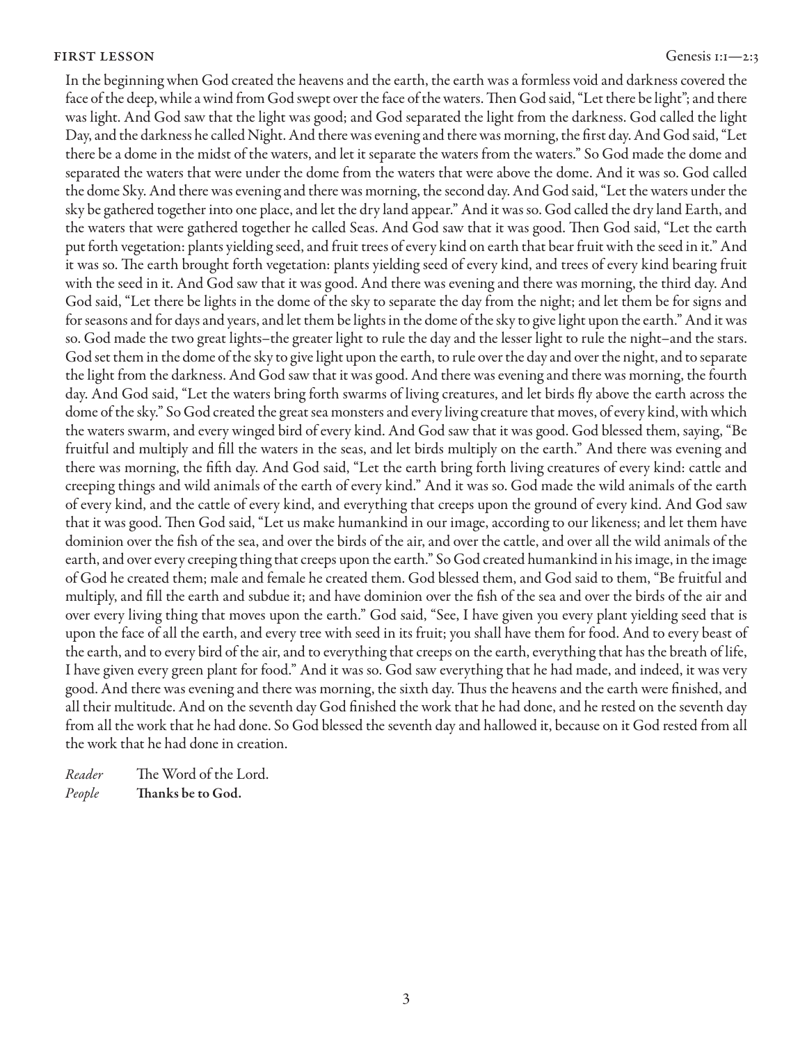**FIRST LESSON** Genesis 1:1—2:3

In the beginning when God created the heavens and the earth, the earth was a formless void and darkness covered the face of the deep, while a wind from God swept over the face of the waters. Then God said, "Let there be light"; and there was light. And God saw that the light was good; and God separated the light from the darkness. God called the light Day, and the darkness he called Night. And there was evening and there was morning, the first day. And God said, "Let there be a dome in the midst of the waters, and let it separate the waters from the waters." So God made the dome and separated the waters that were under the dome from the waters that were above the dome. And it was so. God called the dome Sky. And there was evening and there was morning, the second day. And God said, "Let the waters under the sky be gathered together into one place, and let the dry land appear." And it was so. God called the dry land Earth, and the waters that were gathered together he called Seas. And God saw that it was good. Then God said, "Let the earth put forth vegetation: plants yielding seed, and fruit trees of every kind on earth that bear fruit with the seed in it." And it was so. The earth brought forth vegetation: plants yielding seed of every kind, and trees of every kind bearing fruit with the seed in it. And God saw that it was good. And there was evening and there was morning, the third day. And God said, "Let there be lights in the dome of the sky to separate the day from the night; and let them be for signs and for seasons and for days and years, and let them be lights in the dome of the sky to give light upon the earth." And it was so. God made the two great lights–the greater light to rule the day and the lesser light to rule the night–and the stars. God set them in the dome of the sky to give light upon the earth, to rule over the day and over the night, and to separate the light from the darkness. And God saw that it was good. And there was evening and there was morning, the fourth day. And God said, "Let the waters bring forth swarms of living creatures, and let birds fly above the earth across the dome of the sky." So God created the great sea monsters and every living creature that moves, of every kind, with which the waters swarm, and every winged bird of every kind. And God saw that it was good. God blessed them, saying, "Be fruitful and multiply and fill the waters in the seas, and let birds multiply on the earth." And there was evening and there was morning, the fifth day. And God said, "Let the earth bring forth living creatures of every kind: cattle and creeping things and wild animals of the earth of every kind." And it was so. God made the wild animals of the earth of every kind, and the cattle of every kind, and everything that creeps upon the ground of every kind. And God saw that it was good. Then God said, "Let us make humankind in our image, according to our likeness; and let them have dominion over the fish of the sea, and over the birds of the air, and over the cattle, and over all the wild animals of the earth, and over every creeping thing that creeps upon the earth." So God created humankind in his image, in the image of God he created them; male and female he created them. God blessed them, and God said to them, "Be fruitful and multiply, and fill the earth and subdue it; and have dominion over the fish of the sea and over the birds of the air and over every living thing that moves upon the earth." God said, "See, I have given you every plant yielding seed that is upon the face of all the earth, and every tree with seed in its fruit; you shall have them for food. And to every beast of the earth, and to every bird of the air, and to everything that creeps on the earth, everything that has the breath of life, I have given every green plant for food." And it was so. God saw everything that he had made, and indeed, it was very good. And there was evening and there was morning, the sixth day. Thus the heavens and the earth were finished, and all their multitude. And on the seventh day God finished the work that he had done, and he rested on the seventh day from all the work that he had done. So God blessed the seventh day and hallowed it, because on it God rested from all the work that he had done in creation.

*Reader* The Word of the Lord.
*People* **Thanks be to God.**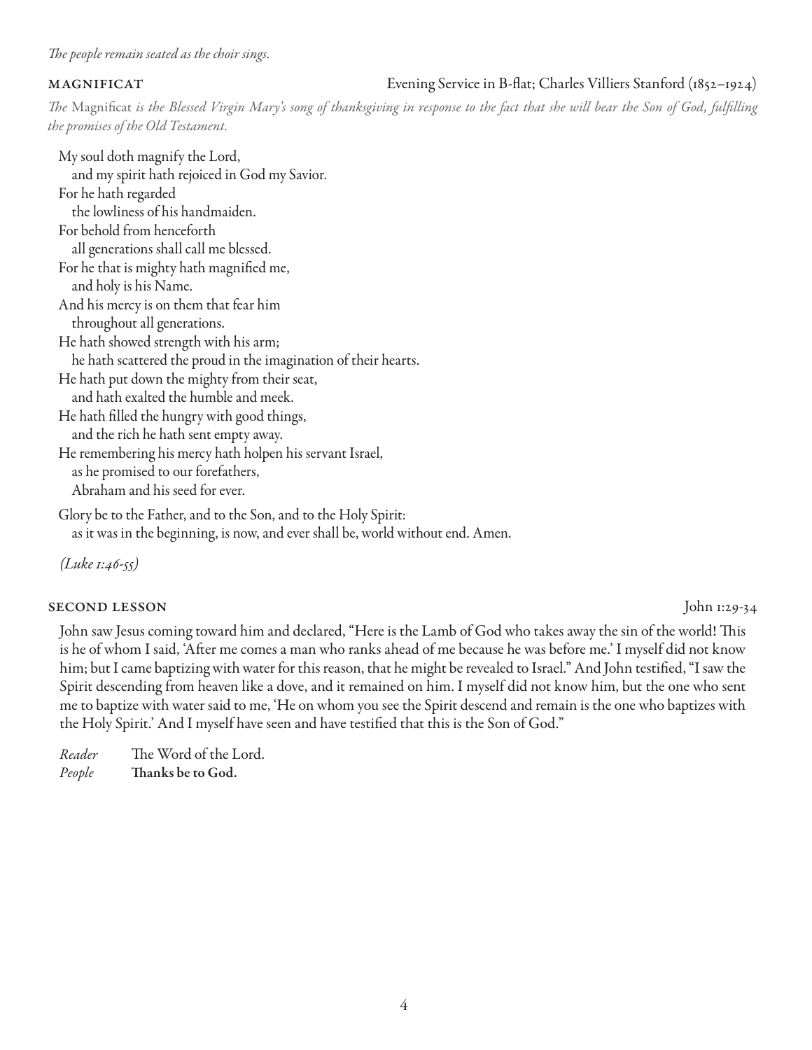*The people remain seated as the choir sings.*

**MAGNIFICAT** — Evening Service in B-flat; Charles Villiers Stanford (1852–1924)

*The* Magnificat *is the Blessed Virgin Mary's song of thanksgiving in response to the fact that she will bear the Son of God, fulfilling the promises of the Old Testament.*

My soul doth magnify the Lord,  
  and my spirit hath rejoiced in God my Savior.  
For he hath regarded  
  the lowliness of his handmaiden.  
For behold from henceforth  
  all generations shall call me blessed.  
For he that is mighty hath magnified me,  
  and holy is his Name.  
And his mercy is on them that fear him  
  throughout all generations.  
He hath showed strength with his arm;  
  he hath scattered the proud in the imagination of their hearts.  
He hath put down the mighty from their seat,  
  and hath exalted the humble and meek.  
He hath filled the hungry with good things,  
  and the rich he hath sent empty away.  
He remembering his mercy hath holpen his servant Israel,  
  as he promised to our forefathers,  
  Abraham and his seed for ever.

Glory be to the Father, and to the Son, and to the Holy Spirit:  
  as it was in the beginning, is now, and ever shall be, world without end. Amen.

*(Luke 1:46-55)*

**SECOND LESSON** — John 1:29-34

John saw Jesus coming toward him and declared, "Here is the Lamb of God who takes away the sin of the world! This is he of whom I said, 'After me comes a man who ranks ahead of me because he was before me.' I myself did not know him; but I came baptizing with water for this reason, that he might be revealed to Israel." And John testified, "I saw the Spirit descending from heaven like a dove, and it remained on him. I myself did not know him, but the one who sent me to baptize with water said to me, 'He on whom you see the Spirit descend and remain is the one who baptizes with the Holy Spirit.' And I myself have seen and have testified that this is the Son of God."

*Reader* The Word of the Lord.  
*People* **Thanks be to God.**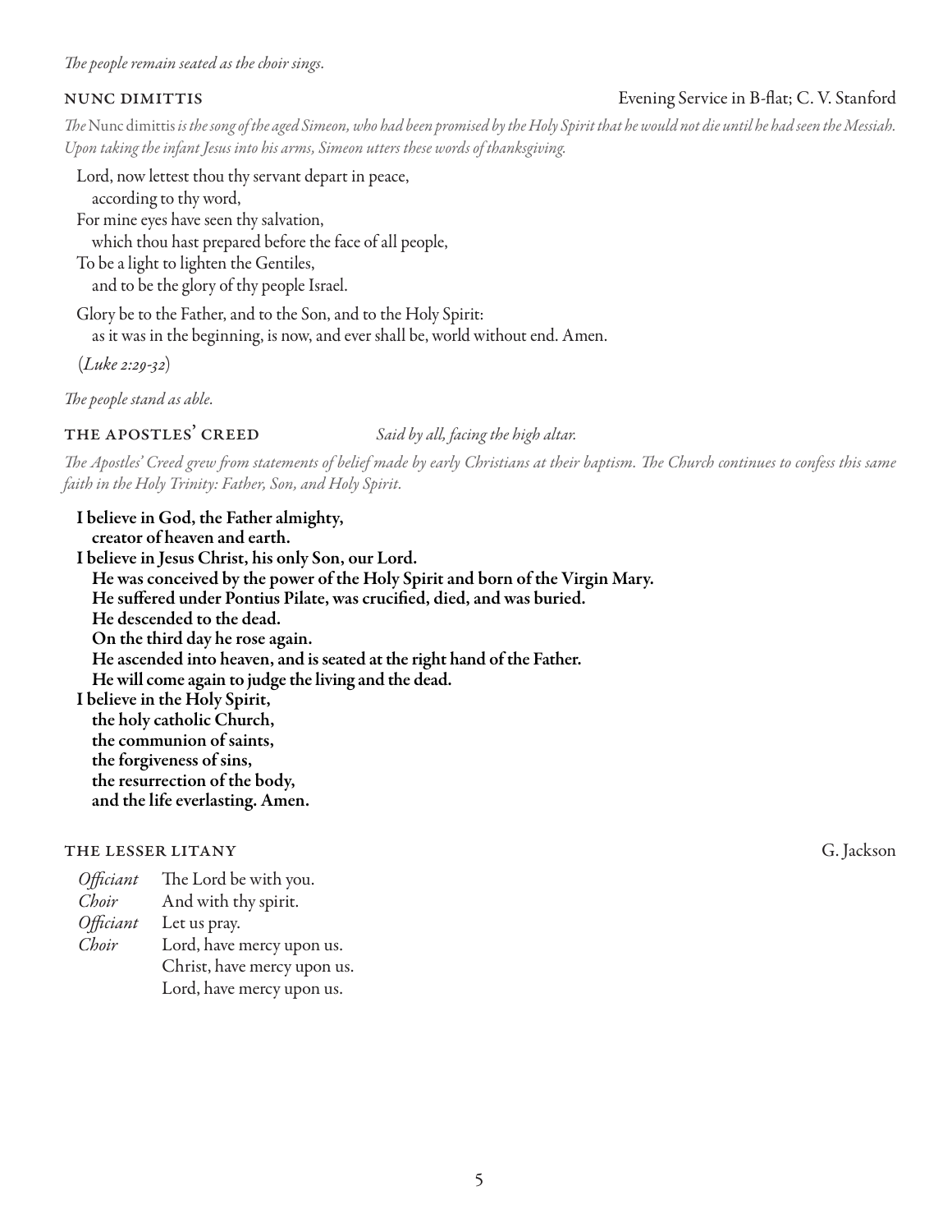*The people remain seated as the choir sings.*

## NUNC DIMITTIS

Evening Service in B-flat; C. V. Stanford

*The* Nunc dimittis *is the song of the aged Simeon, who had been promised by the Holy Spirit that he would not die until he had seen the Messiah. Upon taking the infant Jesus into his arms, Simeon utters these words of thanksgiving.*

Lord, now lettest thou thy servant depart in peace,
according to thy word,
For mine eyes have seen thy salvation,
which thou hast prepared before the face of all people,
To be a light to lighten the Gentiles,
and to be the glory of thy people Israel.

Glory be to the Father, and to the Son, and to the Holy Spirit:
as it was in the beginning, is now, and ever shall be, world without end. Amen.

(*Luke 2:29-32*)

*The people stand as able.*

## THE APOSTLES' CREED

*Said by all, facing the high altar.*

*The Apostles' Creed grew from statements of belief made by early Christians at their baptism. The Church continues to confess this same faith in the Holy Trinity: Father, Son, and Holy Spirit.*

**I believe in God, the Father almighty,**
**creator of heaven and earth.**
**I believe in Jesus Christ, his only Son, our Lord.**
**He was conceived by the power of the Holy Spirit and born of the Virgin Mary.**
**He suffered under Pontius Pilate, was crucified, died, and was buried.**
**He descended to the dead.**
**On the third day he rose again.**
**He ascended into heaven, and is seated at the right hand of the Father.**
**He will come again to judge the living and the dead.**
**I believe in the Holy Spirit,**
**the holy catholic Church,**
**the communion of saints,**
**the forgiveness of sins,**
**the resurrection of the body,**
**and the life everlasting. Amen.**

## THE LESSER LITANY

G. Jackson

*Officiant* The Lord be with you.
*Choir* And with thy spirit.
*Officiant* Let us pray.
*Choir* Lord, have mercy upon us.
Christ, have mercy upon us.
Lord, have mercy upon us.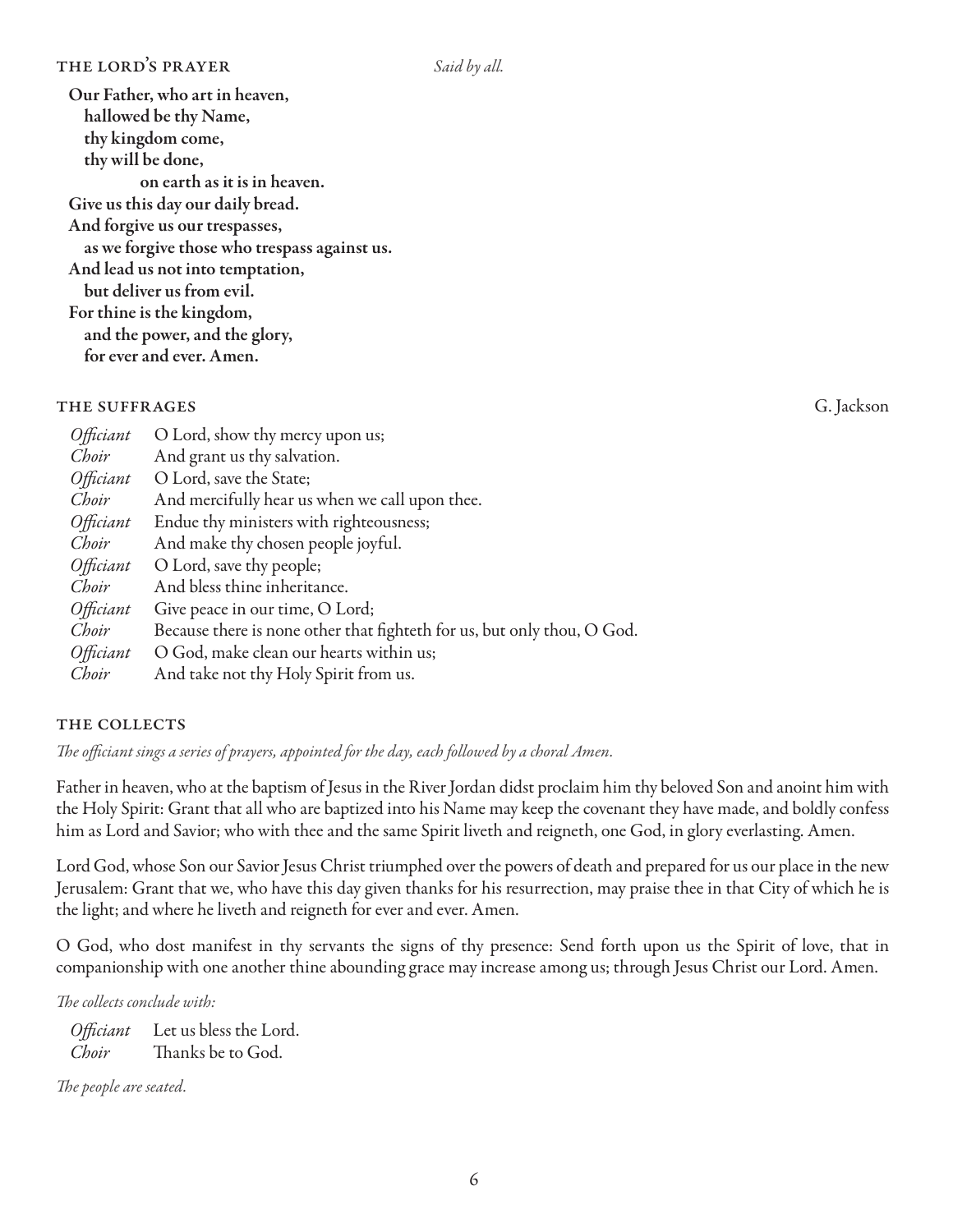## THE LORD'S PRAYER *Said by all.*

**Our Father, who art in heaven,**
**hallowed be thy Name,**
**thy kingdom come,**
**thy will be done,**
**on earth as it is in heaven.**
**Give us this day our daily bread.**
**And forgive us our trespasses,**
**as we forgive those who trespass against us.**
**And lead us not into temptation,**
**but deliver us from evil.**
**For thine is the kingdom,**
**and the power, and the glory,**
**for ever and ever. Amen.**

## THE SUFFRAGES G. Jackson

*Officiant* O Lord, show thy mercy upon us;
*Choir* And grant us thy salvation.
*Officiant* O Lord, save the State;
*Choir* And mercifully hear us when we call upon thee.
*Officiant* Endue thy ministers with righteousness;
*Choir* And make thy chosen people joyful.
*Officiant* O Lord, save thy people;
*Choir* And bless thine inheritance.
*Officiant* Give peace in our time, O Lord;
*Choir* Because there is none other that fighteth for us, but only thou, O God.
*Officiant* O God, make clean our hearts within us;
*Choir* And take not thy Holy Spirit from us.

## THE COLLECTS

*The officiant sings a series of prayers, appointed for the day, each followed by a choral Amen.*

Father in heaven, who at the baptism of Jesus in the River Jordan didst proclaim him thy beloved Son and anoint him with the Holy Spirit: Grant that all who are baptized into his Name may keep the covenant they have made, and boldly confess him as Lord and Savior; who with thee and the same Spirit liveth and reigneth, one God, in glory everlasting. Amen.

Lord God, whose Son our Savior Jesus Christ triumphed over the powers of death and prepared for us our place in the new Jerusalem: Grant that we, who have this day given thanks for his resurrection, may praise thee in that City of which he is the light; and where he liveth and reigneth for ever and ever. Amen.

O God, who dost manifest in thy servants the signs of thy presence: Send forth upon us the Spirit of love, that in companionship with one another thine abounding grace may increase among us; through Jesus Christ our Lord. Amen.

*The collects conclude with:*

*Officiant* Let us bless the Lord.
*Choir* Thanks be to God.

*The people are seated.*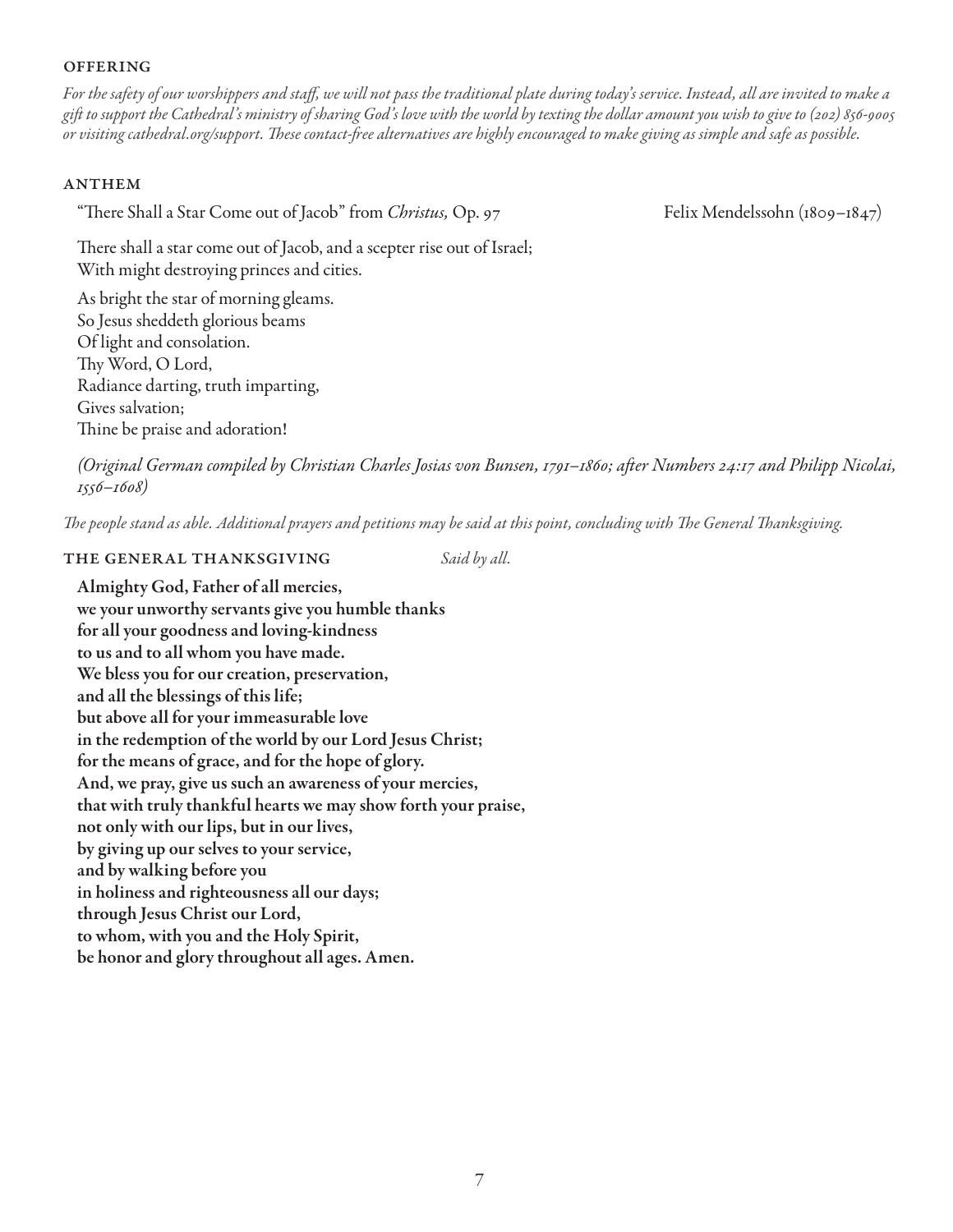### OFFERING

*For the safety of our worshippers and staff, we will not pass the traditional plate during today's service. Instead, all are invited to make a gift to support the Cathedral's ministry of sharing God's love with the world by texting the dollar amount you wish to give to (202) 856-9005 or visiting cathedral.org/support. These contact-free alternatives are highly encouraged to make giving as simple and safe as possible.*

### ANTHEM

"There Shall a Star Come out of Jacob" from *Christus,* Op. 97 — Felix Mendelssohn (1809–1847)

There shall a star come out of Jacob, and a scepter rise out of Israel;
With might destroying princes and cities.

As bright the star of morning gleams.
So Jesus sheddeth glorious beams
Of light and consolation.
Thy Word, O Lord,
Radiance darting, truth imparting,
Gives salvation;
Thine be praise and adoration!

*(Original German compiled by Christian Charles Josias von Bunsen, 1791–1860; after Numbers 24:17 and Philipp Nicolai, 1556–1608)*

*The people stand as able. Additional prayers and petitions may be said at this point, concluding with The General Thanksgiving.*

### THE GENERAL THANKSGIVING

*Said by all.*

**Almighty God, Father of all mercies,
we your unworthy servants give you humble thanks
for all your goodness and loving-kindness
to us and to all whom you have made.
We bless you for our creation, preservation,
and all the blessings of this life;
but above all for your immeasurable love
in the redemption of the world by our Lord Jesus Christ;
for the means of grace, and for the hope of glory.
And, we pray, give us such an awareness of your mercies,
that with truly thankful hearts we may show forth your praise,
not only with our lips, but in our lives,
by giving up our selves to your service,
and by walking before you
in holiness and righteousness all our days;
through Jesus Christ our Lord,
to whom, with you and the Holy Spirit,
be honor and glory throughout all ages. Amen.**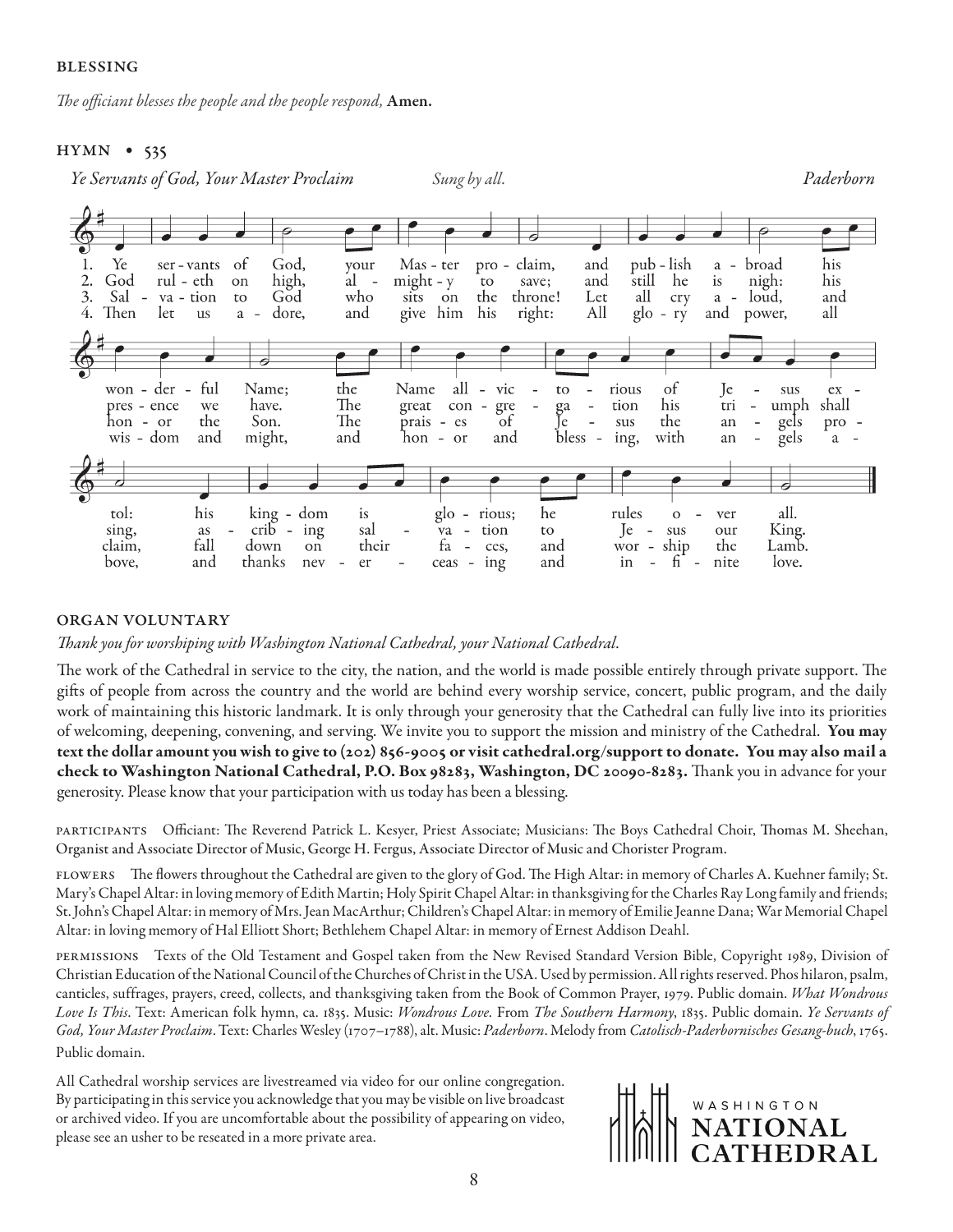## BLESSING

*The officiant blesses the people and the people respond,* **Amen.**

## HYMN • 535

*Ye Servants of God, Your Master Proclaim* *Sung by all.* Paderborn

1. Ye servants of God, your Master proclaim, and publish abroad his wonderful Name; the Name all-victorious of Jesus extol: his kingdom is glorious; he rules over all.
2. God ruleth on high, almighty to save; and still he is nigh: his presence we have. The great congregation his triumph shall sing, ascribing salvation to Jesus our King.
3. Salvation to God who sits on the throne! Let all cry aloud, and honor the Son. The praises of Jesus the angels proclaim, fall down on their faces, and worship the Lamb.
4. Then let us adore, and give him his right: All glory and power, all wisdom and might, and honor and blessing, with angels above, and thanks never-ceasing and infinite love.

## ORGAN VOLUNTARY

*Thank you for worshiping with Washington National Cathedral, your National Cathedral.*

The work of the Cathedral in service to the city, the nation, and the world is made possible entirely through private support. The gifts of people from across the country and the world are behind every worship service, concert, public program, and the daily work of maintaining this historic landmark. It is only through your generosity that the Cathedral can fully live into its priorities of welcoming, deepening, convening, and serving. We invite you to support the mission and ministry of the Cathedral. **You may text the dollar amount you wish to give to (202) 856-9005 or visit cathedral.org/support to donate. You may also mail a check to Washington National Cathedral, P.O. Box 98283, Washington, DC 20090-8283.** Thank you in advance for your generosity. Please know that your participation with us today has been a blessing.

PARTICIPANTS Officiant: The Reverend Patrick L. Kesyer, Priest Associate; Musicians: The Boys Cathedral Choir, Thomas M. Sheehan, Organist and Associate Director of Music, George H. Fergus, Associate Director of Music and Chorister Program.

FLOWERS The flowers throughout the Cathedral are given to the glory of God. The High Altar: in memory of Charles A. Kuehner family; St. Mary's Chapel Altar: in loving memory of Edith Martin; Holy Spirit Chapel Altar: in thanksgiving for the Charles Ray Long family and friends; St. John's Chapel Altar: in memory of Mrs. Jean MacArthur; Children's Chapel Altar: in memory of Emilie Jeanne Dana; War Memorial Chapel Altar: in loving memory of Hal Elliott Short; Bethlehem Chapel Altar: in memory of Ernest Addison Deahl.

PERMISSIONS Texts of the Old Testament and Gospel taken from the New Revised Standard Version Bible, Copyright 1989, Division of Christian Education of the National Council of the Churches of Christ in the USA. Used by permission. All rights reserved. Phos hilaron, psalm, canticles, suffrages, prayers, creed, collects, and thanksgiving taken from the Book of Common Prayer, 1979. Public domain. *What Wondrous Love Is This*. Text: American folk hymn, ca. 1835. Music: *Wondrous Love*. From *The Southern Harmony*, 1835. Public domain. *Ye Servants of God, Your Master Proclaim*. Text: Charles Wesley (1707–1788), alt. Music: *Paderborn*. Melody from *Catolisch-Paderbornisches Gesang-buch*, 1765. Public domain.

All Cathedral worship services are livestreamed via video for our online congregation. By participating in this service you acknowledge that you may be visible on live broadcast or archived video. If you are uncomfortable about the possibility of appearing on video, please see an usher to be reseated in a more private area.

WASHINGTON NATIONAL CATHEDRAL